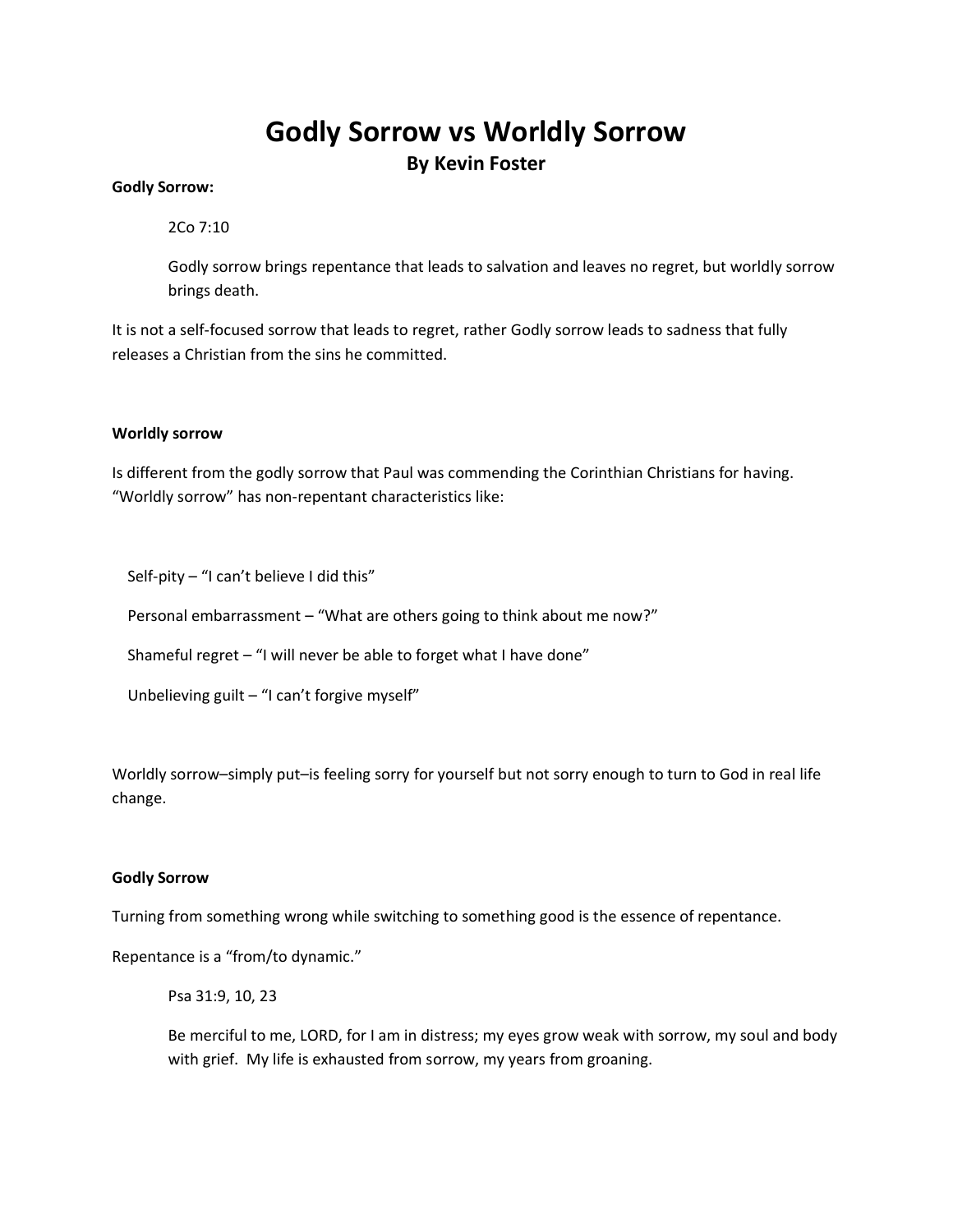# Godly Sorrow vs Worldly Sorrow

## By Kevin Foster

**Godly Sorrow:**

> 2Co 7:10
>
> Godly sorrow brings repentance that leads to salvation and leaves no regret, but worldly sorrow brings death.

It is not a self-focused sorrow that leads to regret, rather Godly sorrow leads to sadness that fully releases a Christian from the sins he committed.

**Worldly sorrow**

Is different from the godly sorrow that Paul was commending the Corinthian Christians for having. "Worldly sorrow" has non-repentant characteristics like:

Self-pity – "I can't believe I did this"

Personal embarrassment – "What are others going to think about me now?"

Shameful regret – "I will never be able to forget what I have done"

Unbelieving guilt – "I can't forgive myself"

Worldly sorrow–simply put–is feeling sorry for yourself but not sorry enough to turn to God in real life change.

**Godly Sorrow**

Turning from something wrong while switching to something good is the essence of repentance.

Repentance is a "from/to dynamic."

> Psa 31:9, 10, 23
>
> Be merciful to me, LORD, for I am in distress; my eyes grow weak with sorrow, my soul and body with grief. My life is exhausted from sorrow, my years from groaning.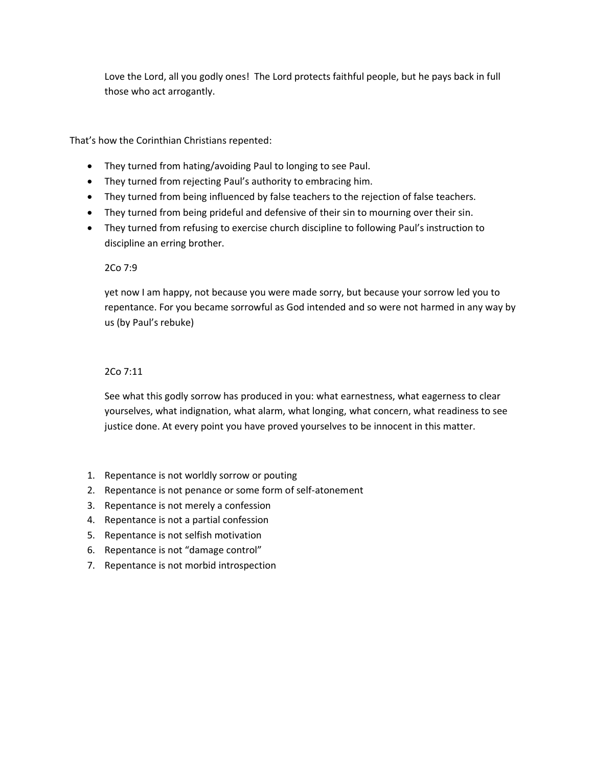Love the Lord, all you godly ones!  The Lord protects faithful people, but he pays back in full those who act arrogantly.

That's how the Corinthian Christians repented:

- They turned from hating/avoiding Paul to longing to see Paul.
- They turned from rejecting Paul's authority to embracing him.
- They turned from being influenced by false teachers to the rejection of false teachers.
- They turned from being prideful and defensive of their sin to mourning over their sin.
- They turned from refusing to exercise church discipline to following Paul's instruction to discipline an erring brother.

2Co 7:9

yet now I am happy, not because you were made sorry, but because your sorrow led you to repentance. For you became sorrowful as God intended and so were not harmed in any way by us (by Paul's rebuke)

2Co 7:11

See what this godly sorrow has produced in you: what earnestness, what eagerness to clear yourselves, what indignation, what alarm, what longing, what concern, what readiness to see justice done. At every point you have proved yourselves to be innocent in this matter.

1. Repentance is not worldly sorrow or pouting
2. Repentance is not penance or some form of self-atonement
3. Repentance is not merely a confession
4. Repentance is not a partial confession
5. Repentance is not selfish motivation
6. Repentance is not "damage control"
7. Repentance is not morbid introspection